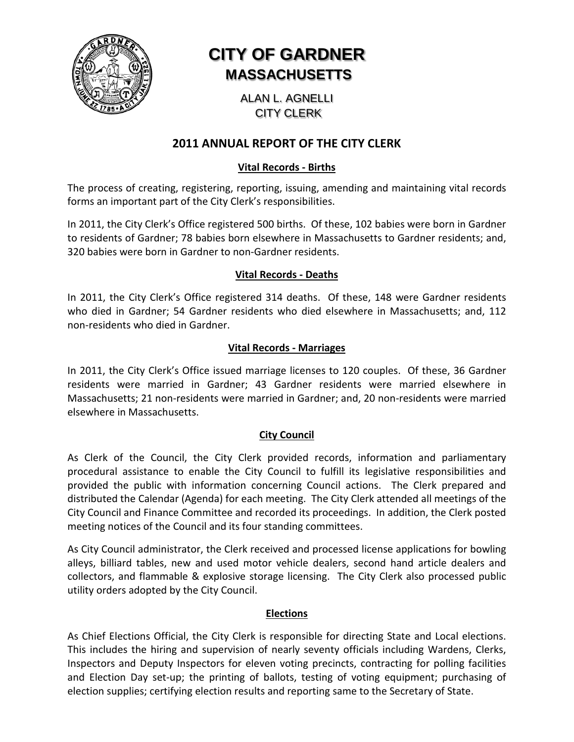# CITY OF GARDNER
## MASSACHUSETTS

ALAN L. AGNELLI
CITY CLERK

## 2011 ANNUAL REPORT OF THE CITY CLERK

### Vital Records - Births

The process of creating, registering, reporting, issuing, amending and maintaining vital records forms an important part of the City Clerk's responsibilities.

In 2011, the City Clerk's Office registered 500 births. Of these, 102 babies were born in Gardner to residents of Gardner; 78 babies born elsewhere in Massachusetts to Gardner residents; and, 320 babies were born in Gardner to non-Gardner residents.

### Vital Records - Deaths

In 2011, the City Clerk's Office registered 314 deaths. Of these, 148 were Gardner residents who died in Gardner; 54 Gardner residents who died elsewhere in Massachusetts; and, 112 non-residents who died in Gardner.

### Vital Records - Marriages

In 2011, the City Clerk's Office issued marriage licenses to 120 couples. Of these, 36 Gardner residents were married in Gardner; 43 Gardner residents were married elsewhere in Massachusetts; 21 non-residents were married in Gardner; and, 20 non-residents were married elsewhere in Massachusetts.

### City Council

As Clerk of the Council, the City Clerk provided records, information and parliamentary procedural assistance to enable the City Council to fulfill its legislative responsibilities and provided the public with information concerning Council actions. The Clerk prepared and distributed the Calendar (Agenda) for each meeting. The City Clerk attended all meetings of the City Council and Finance Committee and recorded its proceedings. In addition, the Clerk posted meeting notices of the Council and its four standing committees.

As City Council administrator, the Clerk received and processed license applications for bowling alleys, billiard tables, new and used motor vehicle dealers, second hand article dealers and collectors, and flammable & explosive storage licensing. The City Clerk also processed public utility orders adopted by the City Council.

### Elections

As Chief Elections Official, the City Clerk is responsible for directing State and Local elections. This includes the hiring and supervision of nearly seventy officials including Wardens, Clerks, Inspectors and Deputy Inspectors for eleven voting precincts, contracting for polling facilities and Election Day set-up; the printing of ballots, testing of voting equipment; purchasing of election supplies; certifying election results and reporting same to the Secretary of State.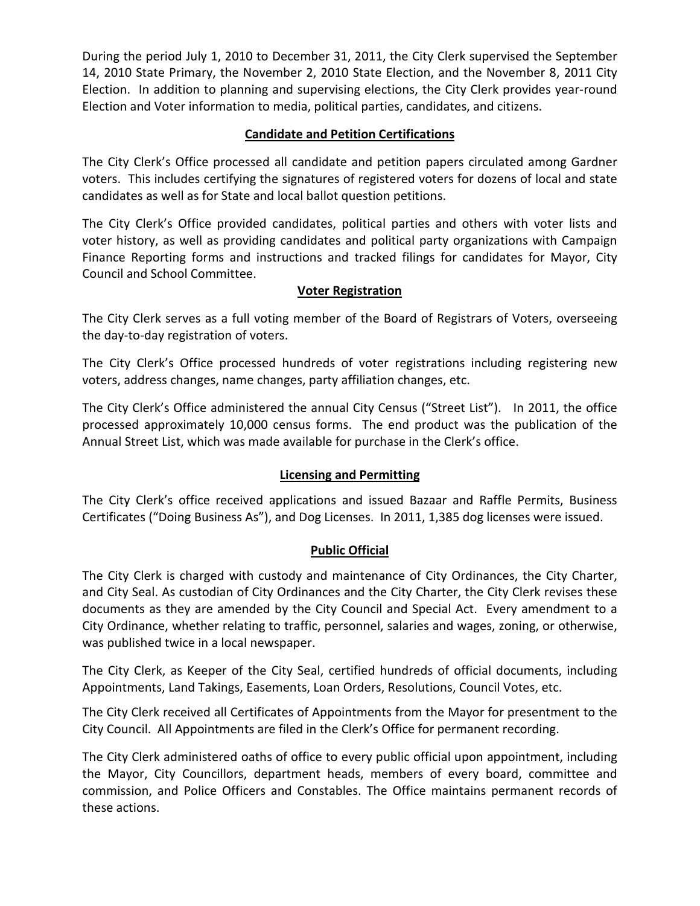During the period July 1, 2010 to December 31, 2011, the City Clerk supervised the September 14, 2010 State Primary, the November 2, 2010 State Election, and the November 8, 2011 City Election. In addition to planning and supervising elections, the City Clerk provides year-round Election and Voter information to media, political parties, candidates, and citizens.

## Candidate and Petition Certifications

The City Clerk's Office processed all candidate and petition papers circulated among Gardner voters. This includes certifying the signatures of registered voters for dozens of local and state candidates as well as for State and local ballot question petitions.

The City Clerk's Office provided candidates, political parties and others with voter lists and voter history, as well as providing candidates and political party organizations with Campaign Finance Reporting forms and instructions and tracked filings for candidates for Mayor, City Council and School Committee.

## Voter Registration

The City Clerk serves as a full voting member of the Board of Registrars of Voters, overseeing the day-to-day registration of voters.

The City Clerk's Office processed hundreds of voter registrations including registering new voters, address changes, name changes, party affiliation changes, etc.

The City Clerk's Office administered the annual City Census ("Street List"). In 2011, the office processed approximately 10,000 census forms. The end product was the publication of the Annual Street List, which was made available for purchase in the Clerk's office.

## Licensing and Permitting

The City Clerk's office received applications and issued Bazaar and Raffle Permits, Business Certificates ("Doing Business As"), and Dog Licenses. In 2011, 1,385 dog licenses were issued.

## Public Official

The City Clerk is charged with custody and maintenance of City Ordinances, the City Charter, and City Seal. As custodian of City Ordinances and the City Charter, the City Clerk revises these documents as they are amended by the City Council and Special Act. Every amendment to a City Ordinance, whether relating to traffic, personnel, salaries and wages, zoning, or otherwise, was published twice in a local newspaper.

The City Clerk, as Keeper of the City Seal, certified hundreds of official documents, including Appointments, Land Takings, Easements, Loan Orders, Resolutions, Council Votes, etc.

The City Clerk received all Certificates of Appointments from the Mayor for presentment to the City Council. All Appointments are filed in the Clerk's Office for permanent recording.

The City Clerk administered oaths of office to every public official upon appointment, including the Mayor, City Councillors, department heads, members of every board, committee and commission, and Police Officers and Constables. The Office maintains permanent records of these actions.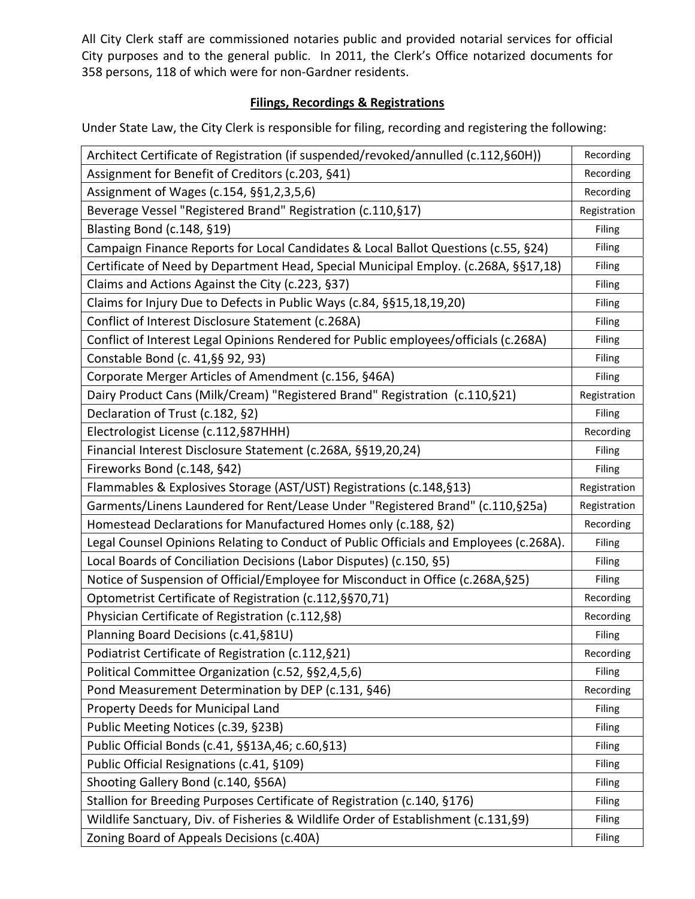All City Clerk staff are commissioned notaries public and provided notarial services for official City purposes and to the general public. In 2011, the Clerk's Office notarized documents for 358 persons, 118 of which were for non-Gardner residents.

**Filings, Recordings & Registrations**

Under State Law, the City Clerk is responsible for filing, recording and registering the following:

| | |
|---|---|
| Architect Certificate of Registration (if suspended/revoked/annulled (c.112,§60H)) | Recording |
| Assignment for Benefit of Creditors (c.203, §41) | Recording |
| Assignment of Wages (c.154, §§1,2,3,5,6) | Recording |
| Beverage Vessel "Registered Brand" Registration (c.110,§17) | Registration |
| Blasting Bond (c.148, §19) | Filing |
| Campaign Finance Reports for Local Candidates & Local Ballot Questions (c.55, §24) | Filing |
| Certificate of Need by Department Head, Special Municipal Employ. (c.268A, §§17,18) | Filing |
| Claims and Actions Against the City (c.223, §37) | Filing |
| Claims for Injury Due to Defects in Public Ways (c.84, §§15,18,19,20) | Filing |
| Conflict of Interest Disclosure Statement (c.268A) | Filing |
| Conflict of Interest Legal Opinions Rendered for Public employees/officials (c.268A) | Filing |
| Constable Bond (c. 41,§§ 92, 93) | Filing |
| Corporate Merger Articles of Amendment (c.156, §46A) | Filing |
| Dairy Product Cans (Milk/Cream) "Registered Brand" Registration (c.110,§21) | Registration |
| Declaration of Trust (c.182, §2) | Filing |
| Electrologist License (c.112,§87HHH) | Recording |
| Financial Interest Disclosure Statement (c.268A, §§19,20,24) | Filing |
| Fireworks Bond (c.148, §42) | Filing |
| Flammables & Explosives Storage (AST/UST) Registrations (c.148,§13) | Registration |
| Garments/Linens Laundered for Rent/Lease Under "Registered Brand" (c.110,§25a) | Registration |
| Homestead Declarations for Manufactured Homes only (c.188, §2) | Recording |
| Legal Counsel Opinions Relating to Conduct of Public Officials and Employees (c.268A). | Filing |
| Local Boards of Conciliation Decisions (Labor Disputes) (c.150, §5) | Filing |
| Notice of Suspension of Official/Employee for Misconduct in Office (c.268A,§25) | Filing |
| Optometrist Certificate of Registration (c.112,§§70,71) | Recording |
| Physician Certificate of Registration (c.112,§8) | Recording |
| Planning Board Decisions (c.41,§81U) | Filing |
| Podiatrist Certificate of Registration (c.112,§21) | Recording |
| Political Committee Organization (c.52, §§2,4,5,6) | Filing |
| Pond Measurement Determination by DEP (c.131, §46) | Recording |
| Property Deeds for Municipal Land | Filing |
| Public Meeting Notices (c.39, §23B) | Filing |
| Public Official Bonds (c.41, §§13A,46; c.60,§13) | Filing |
| Public Official Resignations (c.41, §109) | Filing |
| Shooting Gallery Bond (c.140, §56A) | Filing |
| Stallion for Breeding Purposes Certificate of Registration (c.140, §176) | Filing |
| Wildlife Sanctuary, Div. of Fisheries & Wildlife Order of Establishment (c.131,§9) | Filing |
| Zoning Board of Appeals Decisions (c.40A) | Filing |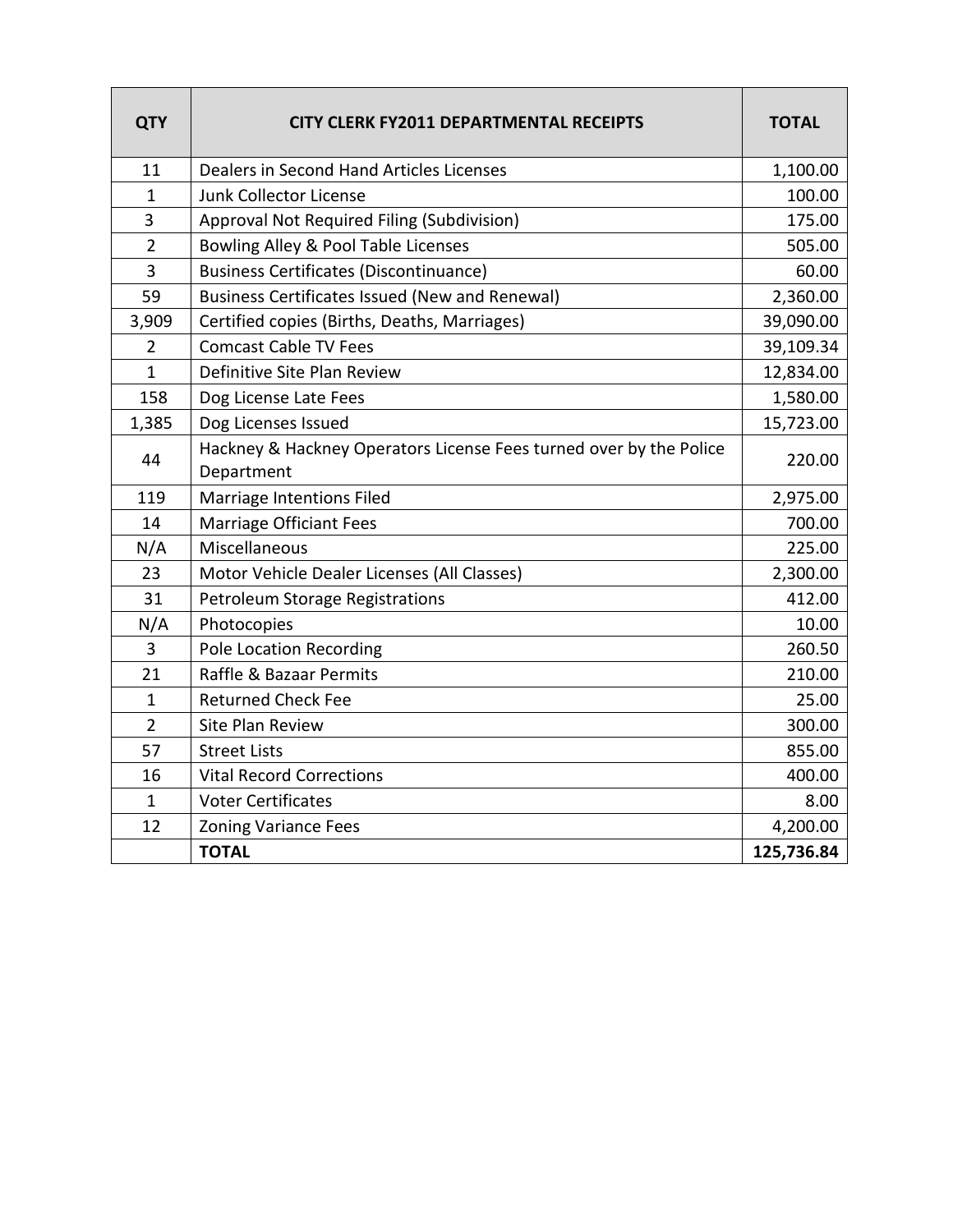| QTY | CITY CLERK FY2011 DEPARTMENTAL RECEIPTS | TOTAL |
|---|---|---|
| 11 | Dealers in Second Hand Articles Licenses | 1,100.00 |
| 1 | Junk Collector License | 100.00 |
| 3 | Approval Not Required Filing (Subdivision) | 175.00 |
| 2 | Bowling Alley & Pool Table Licenses | 505.00 |
| 3 | Business Certificates (Discontinuance) | 60.00 |
| 59 | Business Certificates Issued (New and Renewal) | 2,360.00 |
| 3,909 | Certified copies (Births, Deaths, Marriages) | 39,090.00 |
| 2 | Comcast Cable TV Fees | 39,109.34 |
| 1 | Definitive Site Plan Review | 12,834.00 |
| 158 | Dog License Late Fees | 1,580.00 |
| 1,385 | Dog Licenses Issued | 15,723.00 |
| 44 | Hackney & Hackney Operators License Fees turned over by the Police Department | 220.00 |
| 119 | Marriage Intentions Filed | 2,975.00 |
| 14 | Marriage Officiant Fees | 700.00 |
| N/A | Miscellaneous | 225.00 |
| 23 | Motor Vehicle Dealer Licenses (All Classes) | 2,300.00 |
| 31 | Petroleum Storage Registrations | 412.00 |
| N/A | Photocopies | 10.00 |
| 3 | Pole Location Recording | 260.50 |
| 21 | Raffle & Bazaar Permits | 210.00 |
| 1 | Returned Check Fee | 25.00 |
| 2 | Site Plan Review | 300.00 |
| 57 | Street Lists | 855.00 |
| 16 | Vital Record Corrections | 400.00 |
| 1 | Voter Certificates | 8.00 |
| 12 | Zoning Variance Fees | 4,200.00 |
| | **TOTAL** | **125,736.84** |